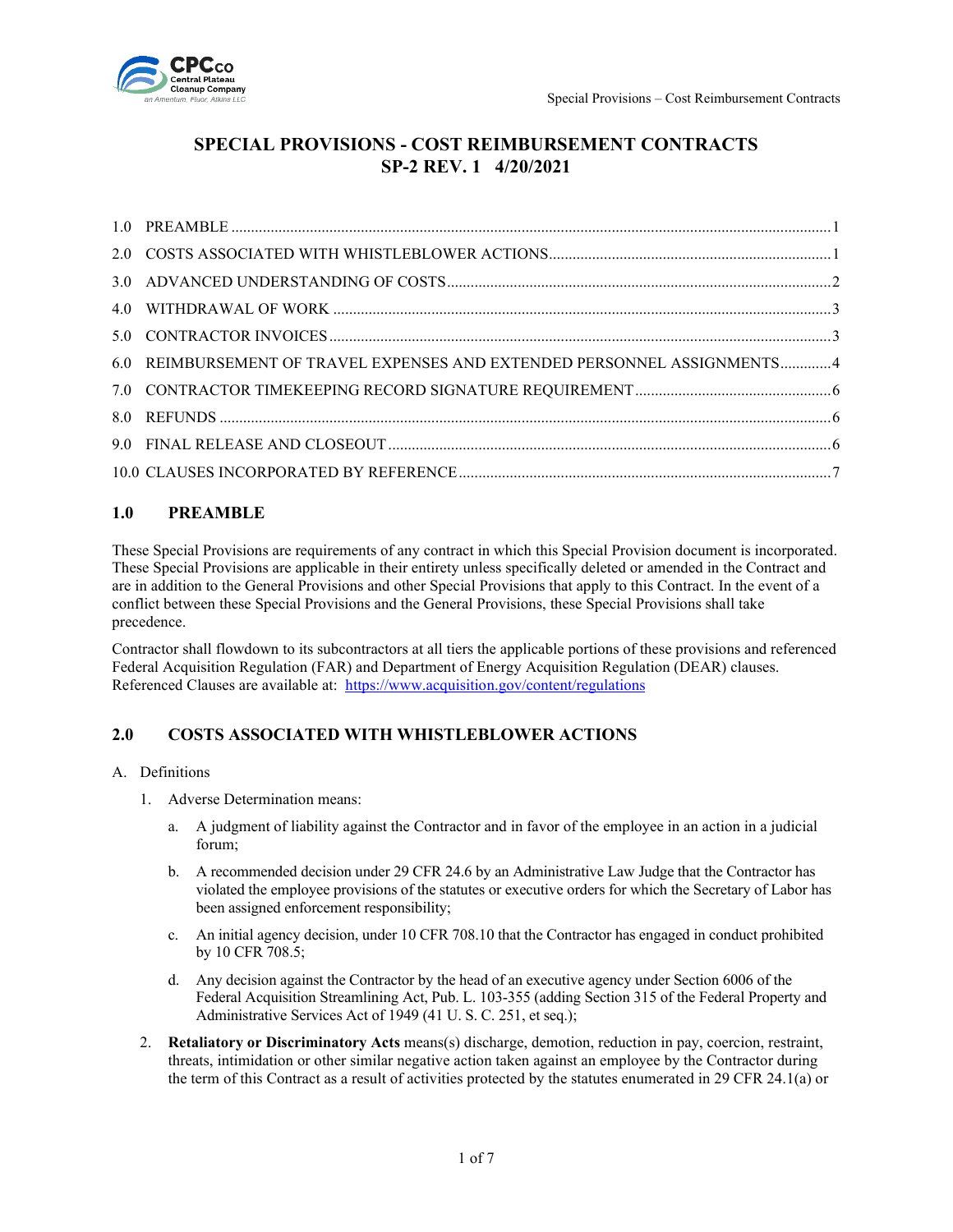# SPECIAL PROVISIONS - COST REIMBURSEMENT CONTRACTS
# SP-2 REV. 1 4/20/2021

1.0 PREAMBLE ........ 1
2.0 COSTS ASSOCIATED WITH WHISTLEBLOWER ACTIONS ........ 1
3.0 ADVANCED UNDERSTANDING OF COSTS ........ 2
4.0 WITHDRAWAL OF WORK ........ 3
5.0 CONTRACTOR INVOICES ........ 3
6.0 REIMBURSEMENT OF TRAVEL EXPENSES AND EXTENDED PERSONNEL ASSIGNMENTS ........ 4
7.0 CONTRACTOR TIMEKEEPING RECORD SIGNATURE REQUIREMENT ........ 6
8.0 REFUNDS ........ 6
9.0 FINAL RELEASE AND CLOSEOUT ........ 6
10.0 CLAUSES INCORPORATED BY REFERENCE ........ 7

## 1.0 PREAMBLE

These Special Provisions are requirements of any contract in which this Special Provision document is incorporated. These Special Provisions are applicable in their entirety unless specifically deleted or amended in the Contract and are in addition to the General Provisions and other Special Provisions that apply to this Contract. In the event of a conflict between these Special Provisions and the General Provisions, these Special Provisions shall take precedence.

Contractor shall flowdown to its subcontractors at all tiers the applicable portions of these provisions and referenced Federal Acquisition Regulation (FAR) and Department of Energy Acquisition Regulation (DEAR) clauses. Referenced Clauses are available at: https://www.acquisition.gov/content/regulations

## 2.0 COSTS ASSOCIATED WITH WHISTLEBLOWER ACTIONS

A. Definitions

1. Adverse Determination means:

   a. A judgment of liability against the Contractor and in favor of the employee in an action in a judicial forum;

   b. A recommended decision under 29 CFR 24.6 by an Administrative Law Judge that the Contractor has violated the employee provisions of the statutes or executive orders for which the Secretary of Labor has been assigned enforcement responsibility;

   c. An initial agency decision, under 10 CFR 708.10 that the Contractor has engaged in conduct prohibited by 10 CFR 708.5;

   d. Any decision against the Contractor by the head of an executive agency under Section 6006 of the Federal Acquisition Streamlining Act, Pub. L. 103-355 (adding Section 315 of the Federal Property and Administrative Services Act of 1949 (41 U. S. C. 251, et seq.);

2. **Retaliatory or Discriminatory Acts** means(s) discharge, demotion, reduction in pay, coercion, restraint, threats, intimidation or other similar negative action taken against an employee by the Contractor during the term of this Contract as a result of activities protected by the statutes enumerated in 29 CFR 24.1(a) or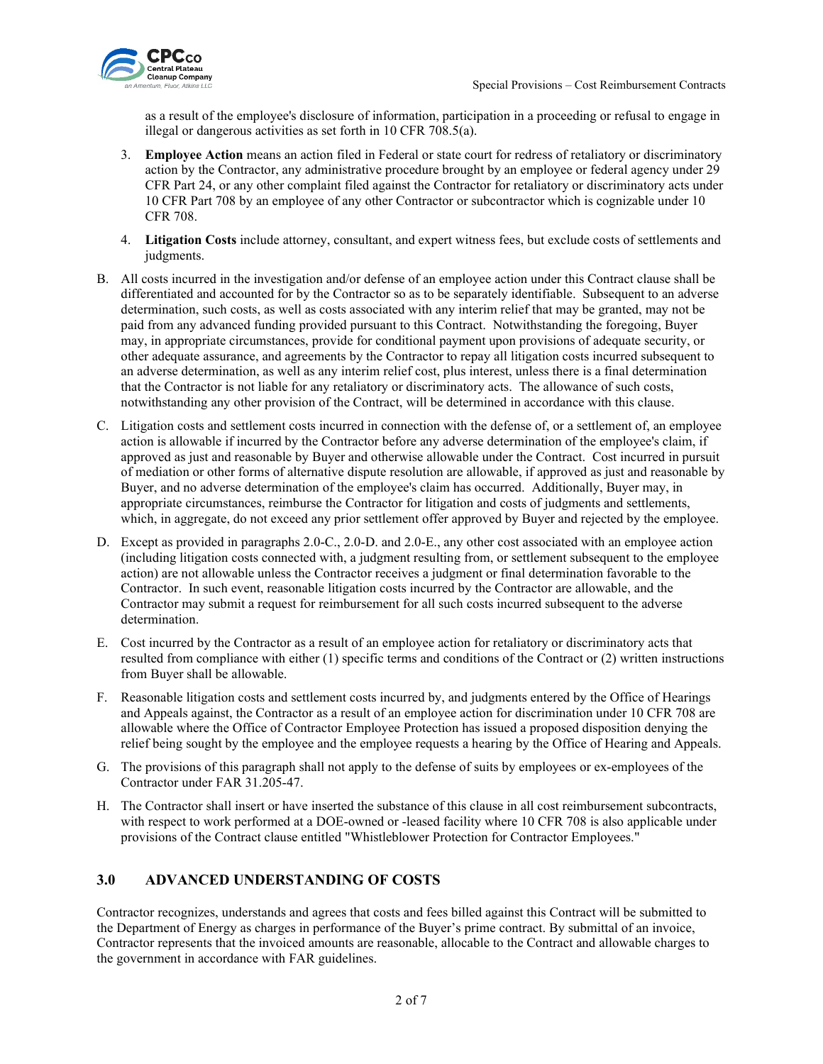as a result of the employee's disclosure of information, participation in a proceeding or refusal to engage in illegal or dangerous activities as set forth in 10 CFR 708.5(a).

3. **Employee Action** means an action filed in Federal or state court for redress of retaliatory or discriminatory action by the Contractor, any administrative procedure brought by an employee or federal agency under 29 CFR Part 24, or any other complaint filed against the Contractor for retaliatory or discriminatory acts under 10 CFR Part 708 by an employee of any other Contractor or subcontractor which is cognizable under 10 CFR 708.

4. **Litigation Costs** include attorney, consultant, and expert witness fees, but exclude costs of settlements and judgments.

B. All costs incurred in the investigation and/or defense of an employee action under this Contract clause shall be differentiated and accounted for by the Contractor so as to be separately identifiable. Subsequent to an adverse determination, such costs, as well as costs associated with any interim relief that may be granted, may not be paid from any advanced funding provided pursuant to this Contract. Notwithstanding the foregoing, Buyer may, in appropriate circumstances, provide for conditional payment upon provisions of adequate security, or other adequate assurance, and agreements by the Contractor to repay all litigation costs incurred subsequent to an adverse determination, as well as any interim relief cost, plus interest, unless there is a final determination that the Contractor is not liable for any retaliatory or discriminatory acts. The allowance of such costs, notwithstanding any other provision of the Contract, will be determined in accordance with this clause.

C. Litigation costs and settlement costs incurred in connection with the defense of, or a settlement of, an employee action is allowable if incurred by the Contractor before any adverse determination of the employee's claim, if approved as just and reasonable by Buyer and otherwise allowable under the Contract. Cost incurred in pursuit of mediation or other forms of alternative dispute resolution are allowable, if approved as just and reasonable by Buyer, and no adverse determination of the employee's claim has occurred. Additionally, Buyer may, in appropriate circumstances, reimburse the Contractor for litigation and costs of judgments and settlements, which, in aggregate, do not exceed any prior settlement offer approved by Buyer and rejected by the employee.

D. Except as provided in paragraphs 2.0-C., 2.0-D. and 2.0-E., any other cost associated with an employee action (including litigation costs connected with, a judgment resulting from, or settlement subsequent to the employee action) are not allowable unless the Contractor receives a judgment or final determination favorable to the Contractor. In such event, reasonable litigation costs incurred by the Contractor are allowable, and the Contractor may submit a request for reimbursement for all such costs incurred subsequent to the adverse determination.

E. Cost incurred by the Contractor as a result of an employee action for retaliatory or discriminatory acts that resulted from compliance with either (1) specific terms and conditions of the Contract or (2) written instructions from Buyer shall be allowable.

F. Reasonable litigation costs and settlement costs incurred by, and judgments entered by the Office of Hearings and Appeals against, the Contractor as a result of an employee action for discrimination under 10 CFR 708 are allowable where the Office of Contractor Employee Protection has issued a proposed disposition denying the relief being sought by the employee and the employee requests a hearing by the Office of Hearing and Appeals.

G. The provisions of this paragraph shall not apply to the defense of suits by employees or ex-employees of the Contractor under FAR 31.205-47.

H. The Contractor shall insert or have inserted the substance of this clause in all cost reimbursement subcontracts, with respect to work performed at a DOE-owned or -leased facility where 10 CFR 708 is also applicable under provisions of the Contract clause entitled "Whistleblower Protection for Contractor Employees."

## 3.0 ADVANCED UNDERSTANDING OF COSTS

Contractor recognizes, understands and agrees that costs and fees billed against this Contract will be submitted to the Department of Energy as charges in performance of the Buyer's prime contract. By submittal of an invoice, Contractor represents that the invoiced amounts are reasonable, allocable to the Contract and allowable charges to the government in accordance with FAR guidelines.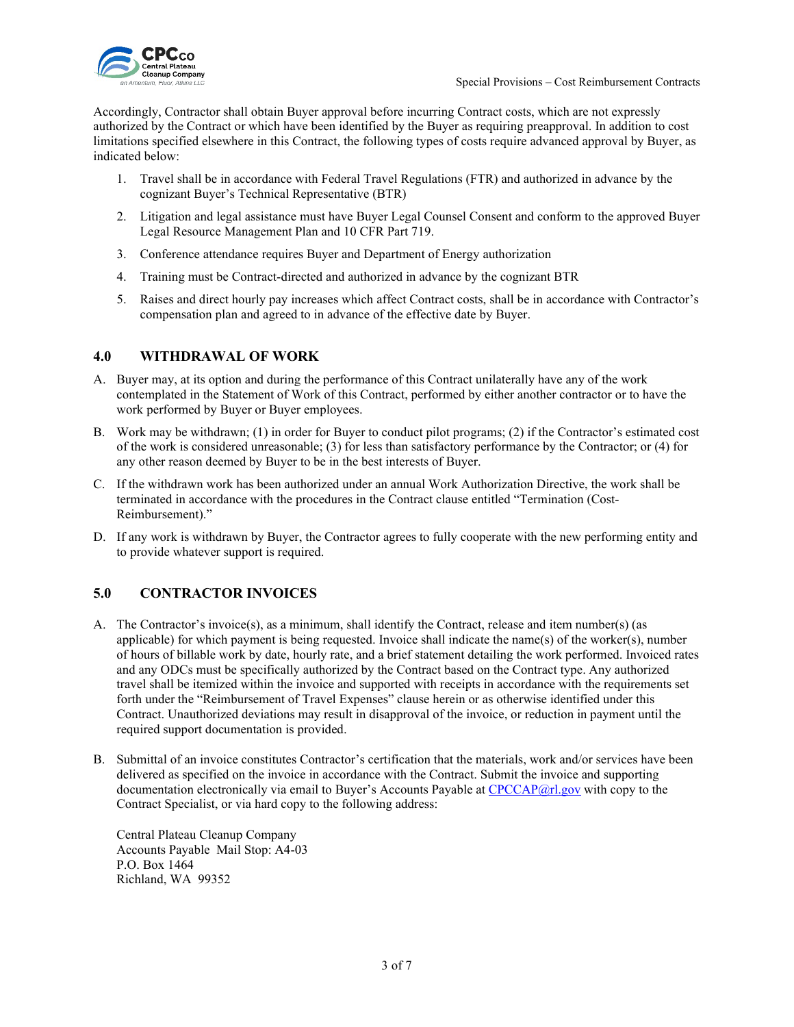Accordingly, Contractor shall obtain Buyer approval before incurring Contract costs, which are not expressly authorized by the Contract or which have been identified by the Buyer as requiring preapproval. In addition to cost limitations specified elsewhere in this Contract, the following types of costs require advanced approval by Buyer, as indicated below:

1. Travel shall be in accordance with Federal Travel Regulations (FTR) and authorized in advance by the cognizant Buyer's Technical Representative (BTR)
2. Litigation and legal assistance must have Buyer Legal Counsel Consent and conform to the approved Buyer Legal Resource Management Plan and 10 CFR Part 719.
3. Conference attendance requires Buyer and Department of Energy authorization
4. Training must be Contract-directed and authorized in advance by the cognizant BTR
5. Raises and direct hourly pay increases which affect Contract costs, shall be in accordance with Contractor's compensation plan and agreed to in advance of the effective date by Buyer.

## 4.0 WITHDRAWAL OF WORK

A. Buyer may, at its option and during the performance of this Contract unilaterally have any of the work contemplated in the Statement of Work of this Contract, performed by either another contractor or to have the work performed by Buyer or Buyer employees.

B. Work may be withdrawn; (1) in order for Buyer to conduct pilot programs; (2) if the Contractor's estimated cost of the work is considered unreasonable; (3) for less than satisfactory performance by the Contractor; or (4) for any other reason deemed by Buyer to be in the best interests of Buyer.

C. If the withdrawn work has been authorized under an annual Work Authorization Directive, the work shall be terminated in accordance with the procedures in the Contract clause entitled "Termination (Cost-Reimbursement)."

D. If any work is withdrawn by Buyer, the Contractor agrees to fully cooperate with the new performing entity and to provide whatever support is required.

## 5.0 CONTRACTOR INVOICES

A. The Contractor's invoice(s), as a minimum, shall identify the Contract, release and item number(s) (as applicable) for which payment is being requested. Invoice shall indicate the name(s) of the worker(s), number of hours of billable work by date, hourly rate, and a brief statement detailing the work performed. Invoiced rates and any ODCs must be specifically authorized by the Contract based on the Contract type. Any authorized travel shall be itemized within the invoice and supported with receipts in accordance with the requirements set forth under the "Reimbursement of Travel Expenses" clause herein or as otherwise identified under this Contract. Unauthorized deviations may result in disapproval of the invoice, or reduction in payment until the required support documentation is provided.

B. Submittal of an invoice constitutes Contractor's certification that the materials, work and/or services have been delivered as specified on the invoice in accordance with the Contract. Submit the invoice and supporting documentation electronically via email to Buyer's Accounts Payable at CPCCAP@rl.gov with copy to the Contract Specialist, or via hard copy to the following address:

   Central Plateau Cleanup Company
   Accounts Payable Mail Stop: A4-03
   P.O. Box 1464
   Richland, WA 99352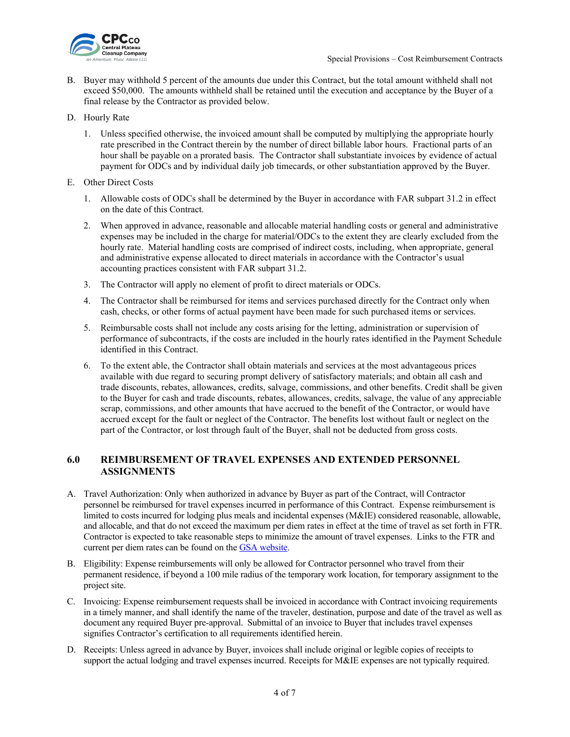B. Buyer may withhold 5 percent of the amounts due under this Contract, but the total amount withheld shall not exceed $50,000. The amounts withheld shall be retained until the execution and acceptance by the Buyer of a final release by the Contractor as provided below.

D. Hourly Rate

1. Unless specified otherwise, the invoiced amount shall be computed by multiplying the appropriate hourly rate prescribed in the Contract therein by the number of direct billable labor hours. Fractional parts of an hour shall be payable on a prorated basis. The Contractor shall substantiate invoices by evidence of actual payment for ODCs and by individual daily job timecards, or other substantiation approved by the Buyer.

E. Other Direct Costs

1. Allowable costs of ODCs shall be determined by the Buyer in accordance with FAR subpart 31.2 in effect on the date of this Contract.
2. When approved in advance, reasonable and allocable material handling costs or general and administrative expenses may be included in the charge for material/ODCs to the extent they are clearly excluded from the hourly rate. Material handling costs are comprised of indirect costs, including, when appropriate, general and administrative expense allocated to direct materials in accordance with the Contractor's usual accounting practices consistent with FAR subpart 31.2.
3. The Contractor will apply no element of profit to direct materials or ODCs.
4. The Contractor shall be reimbursed for items and services purchased directly for the Contract only when cash, checks, or other forms of actual payment have been made for such purchased items or services.
5. Reimbursable costs shall not include any costs arising for the letting, administration or supervision of performance of subcontracts, if the costs are included in the hourly rates identified in the Payment Schedule identified in this Contract.
6. To the extent able, the Contractor shall obtain materials and services at the most advantageous prices available with due regard to securing prompt delivery of satisfactory materials; and obtain all cash and trade discounts, rebates, allowances, credits, salvage, commissions, and other benefits. Credit shall be given to the Buyer for cash and trade discounts, rebates, allowances, credits, salvage, the value of any appreciable scrap, commissions, and other amounts that have accrued to the benefit of the Contractor, or would have accrued except for the fault or neglect of the Contractor. The benefits lost without fault or neglect on the part of the Contractor, or lost through fault of the Buyer, shall not be deducted from gross costs.

## 6.0 REIMBURSEMENT OF TRAVEL EXPENSES AND EXTENDED PERSONNEL ASSIGNMENTS

A. Travel Authorization: Only when authorized in advance by Buyer as part of the Contract, will Contractor personnel be reimbursed for travel expenses incurred in performance of this Contract. Expense reimbursement is limited to costs incurred for lodging plus meals and incidental expenses (M&IE) considered reasonable, allowable, and allocable, and that do not exceed the maximum per diem rates in effect at the time of travel as set forth in FTR. Contractor is expected to take reasonable steps to minimize the amount of travel expenses. Links to the FTR and current per diem rates can be found on the GSA website.

B. Eligibility: Expense reimbursements will only be allowed for Contractor personnel who travel from their permanent residence, if beyond a 100 mile radius of the temporary work location, for temporary assignment to the project site.

C. Invoicing: Expense reimbursement requests shall be invoiced in accordance with Contract invoicing requirements in a timely manner, and shall identify the name of the traveler, destination, purpose and date of the travel as well as document any required Buyer pre-approval. Submittal of an invoice to Buyer that includes travel expenses signifies Contractor's certification to all requirements identified herein.

D. Receipts: Unless agreed in advance by Buyer, invoices shall include original or legible copies of receipts to support the actual lodging and travel expenses incurred. Receipts for M&IE expenses are not typically required.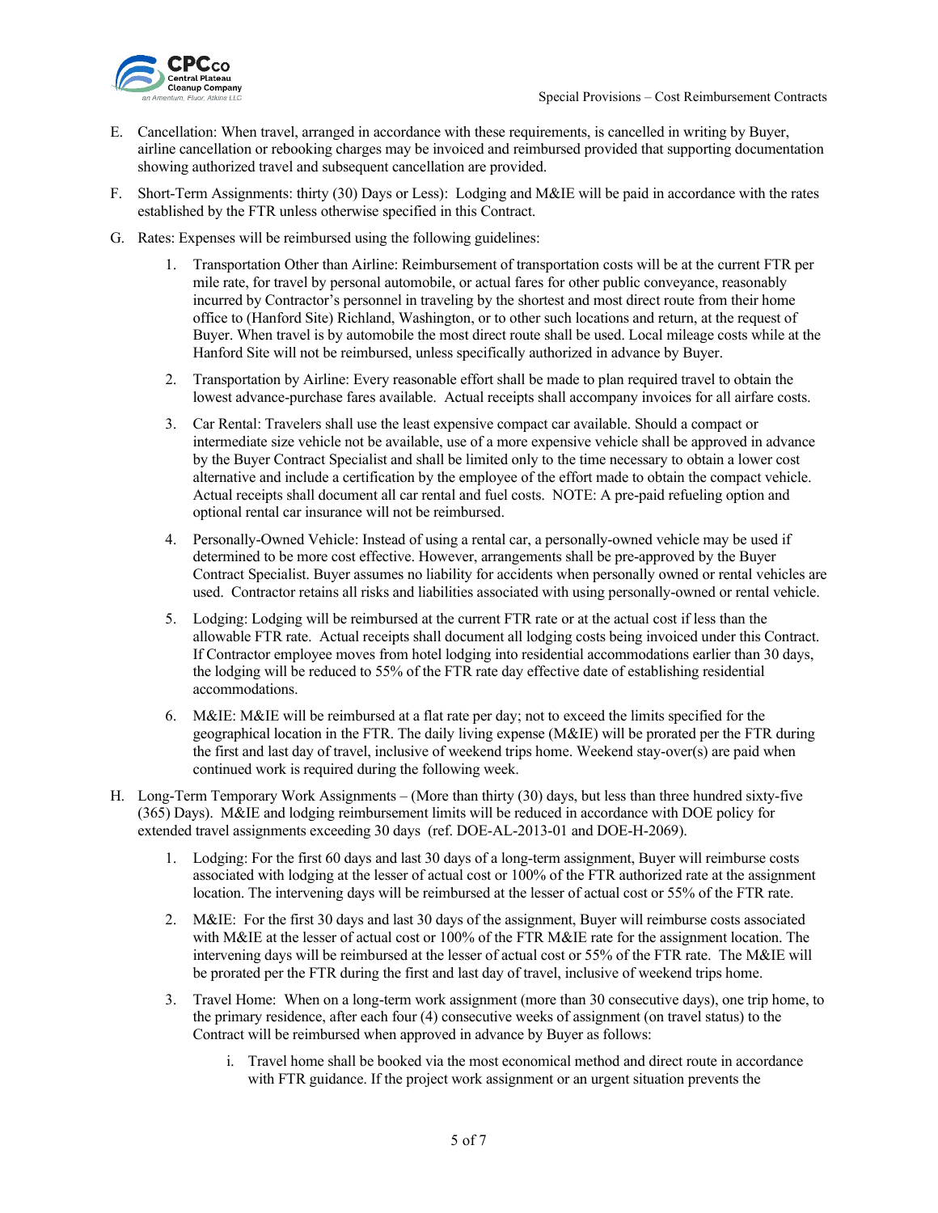E. Cancellation: When travel, arranged in accordance with these requirements, is cancelled in writing by Buyer, airline cancellation or rebooking charges may be invoiced and reimbursed provided that supporting documentation showing authorized travel and subsequent cancellation are provided.

F. Short-Term Assignments: thirty (30) Days or Less): Lodging and M&IE will be paid in accordance with the rates established by the FTR unless otherwise specified in this Contract.

G. Rates: Expenses will be reimbursed using the following guidelines:

   1. Transportation Other than Airline: Reimbursement of transportation costs will be at the current FTR per mile rate, for travel by personal automobile, or actual fares for other public conveyance, reasonably incurred by Contractor's personnel in traveling by the shortest and most direct route from their home office to (Hanford Site) Richland, Washington, or to other such locations and return, at the request of Buyer. When travel is by automobile the most direct route shall be used. Local mileage costs while at the Hanford Site will not be reimbursed, unless specifically authorized in advance by Buyer.

   2. Transportation by Airline: Every reasonable effort shall be made to plan required travel to obtain the lowest advance-purchase fares available. Actual receipts shall accompany invoices for all airfare costs.

   3. Car Rental: Travelers shall use the least expensive compact car available. Should a compact or intermediate size vehicle not be available, use of a more expensive vehicle shall be approved in advance by the Buyer Contract Specialist and shall be limited only to the time necessary to obtain a lower cost alternative and include a certification by the employee of the effort made to obtain the compact vehicle. Actual receipts shall document all car rental and fuel costs. NOTE: A pre-paid refueling option and optional rental car insurance will not be reimbursed.

   4. Personally-Owned Vehicle: Instead of using a rental car, a personally-owned vehicle may be used if determined to be more cost effective. However, arrangements shall be pre-approved by the Buyer Contract Specialist. Buyer assumes no liability for accidents when personally owned or rental vehicles are used. Contractor retains all risks and liabilities associated with using personally-owned or rental vehicle.

   5. Lodging: Lodging will be reimbursed at the current FTR rate or at the actual cost if less than the allowable FTR rate. Actual receipts shall document all lodging costs being invoiced under this Contract. If Contractor employee moves from hotel lodging into residential accommodations earlier than 30 days, the lodging will be reduced to 55% of the FTR rate day effective date of establishing residential accommodations.

   6. M&IE: M&IE will be reimbursed at a flat rate per day; not to exceed the limits specified for the geographical location in the FTR. The daily living expense (M&IE) will be prorated per the FTR during the first and last day of travel, inclusive of weekend trips home. Weekend stay-over(s) are paid when continued work is required during the following week.

H. Long-Term Temporary Work Assignments – (More than thirty (30) days, but less than three hundred sixty-five (365) Days). M&IE and lodging reimbursement limits will be reduced in accordance with DOE policy for extended travel assignments exceeding 30 days (ref. DOE-AL-2013-01 and DOE-H-2069).

   1. Lodging: For the first 60 days and last 30 days of a long-term assignment, Buyer will reimburse costs associated with lodging at the lesser of actual cost or 100% of the FTR authorized rate at the assignment location. The intervening days will be reimbursed at the lesser of actual cost or 55% of the FTR rate.

   2. M&IE: For the first 30 days and last 30 days of the assignment, Buyer will reimburse costs associated with M&IE at the lesser of actual cost or 100% of the FTR M&IE rate for the assignment location. The intervening days will be reimbursed at the lesser of actual cost or 55% of the FTR rate. The M&IE will be prorated per the FTR during the first and last day of travel, inclusive of weekend trips home.

   3. Travel Home: When on a long-term work assignment (more than 30 consecutive days), one trip home, to the primary residence, after each four (4) consecutive weeks of assignment (on travel status) to the Contract will be reimbursed when approved in advance by Buyer as follows:

      i. Travel home shall be booked via the most economical method and direct route in accordance with FTR guidance. If the project work assignment or an urgent situation prevents the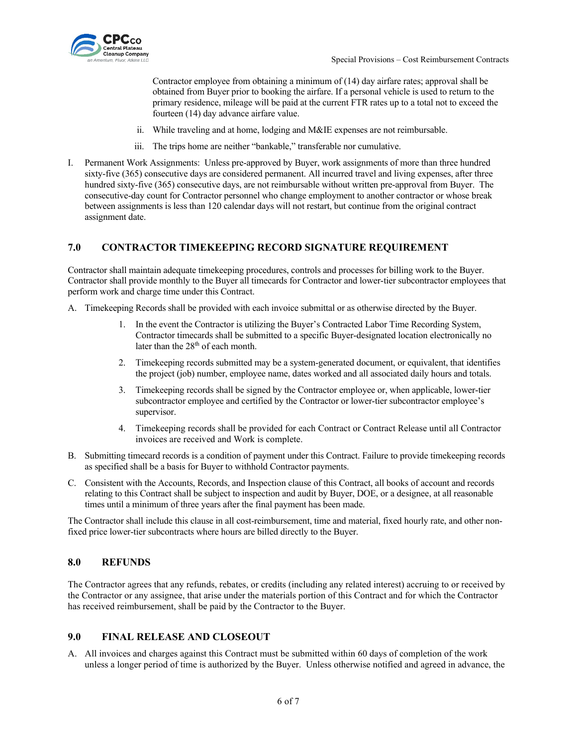Contractor employee from obtaining a minimum of (14) day airfare rates; approval shall be obtained from Buyer prior to booking the airfare. If a personal vehicle is used to return to the primary residence, mileage will be paid at the current FTR rates up to a total not to exceed the fourteen (14) day advance airfare value.

ii. While traveling and at home, lodging and M&IE expenses are not reimbursable.

iii. The trips home are neither "bankable," transferable nor cumulative.

I. Permanent Work Assignments: Unless pre-approved by Buyer, work assignments of more than three hundred sixty-five (365) consecutive days are considered permanent. All incurred travel and living expenses, after three hundred sixty-five (365) consecutive days, are not reimbursable without written pre-approval from Buyer. The consecutive-day count for Contractor personnel who change employment to another contractor or whose break between assignments is less than 120 calendar days will not restart, but continue from the original contract assignment date.

## 7.0 CONTRACTOR TIMEKEEPING RECORD SIGNATURE REQUIREMENT

Contractor shall maintain adequate timekeeping procedures, controls and processes for billing work to the Buyer. Contractor shall provide monthly to the Buyer all timecards for Contractor and lower-tier subcontractor employees that perform work and charge time under this Contract.

A. Timekeeping Records shall be provided with each invoice submittal or as otherwise directed by the Buyer.

   1. In the event the Contractor is utilizing the Buyer's Contracted Labor Time Recording System, Contractor timecards shall be submitted to a specific Buyer-designated location electronically no later than the 28th of each month.

   2. Timekeeping records submitted may be a system-generated document, or equivalent, that identifies the project (job) number, employee name, dates worked and all associated daily hours and totals.

   3. Timekeeping records shall be signed by the Contractor employee or, when applicable, lower-tier subcontractor employee and certified by the Contractor or lower-tier subcontractor employee's supervisor.

   4. Timekeeping records shall be provided for each Contract or Contract Release until all Contractor invoices are received and Work is complete.

B. Submitting timecard records is a condition of payment under this Contract. Failure to provide timekeeping records as specified shall be a basis for Buyer to withhold Contractor payments.

C. Consistent with the Accounts, Records, and Inspection clause of this Contract, all books of account and records relating to this Contract shall be subject to inspection and audit by Buyer, DOE, or a designee, at all reasonable times until a minimum of three years after the final payment has been made.

The Contractor shall include this clause in all cost-reimbursement, time and material, fixed hourly rate, and other non-fixed price lower-tier subcontracts where hours are billed directly to the Buyer.

## 8.0 REFUNDS

The Contractor agrees that any refunds, rebates, or credits (including any related interest) accruing to or received by the Contractor or any assignee, that arise under the materials portion of this Contract and for which the Contractor has received reimbursement, shall be paid by the Contractor to the Buyer.

## 9.0 FINAL RELEASE AND CLOSEOUT

A. All invoices and charges against this Contract must be submitted within 60 days of completion of the work unless a longer period of time is authorized by the Buyer. Unless otherwise notified and agreed in advance, the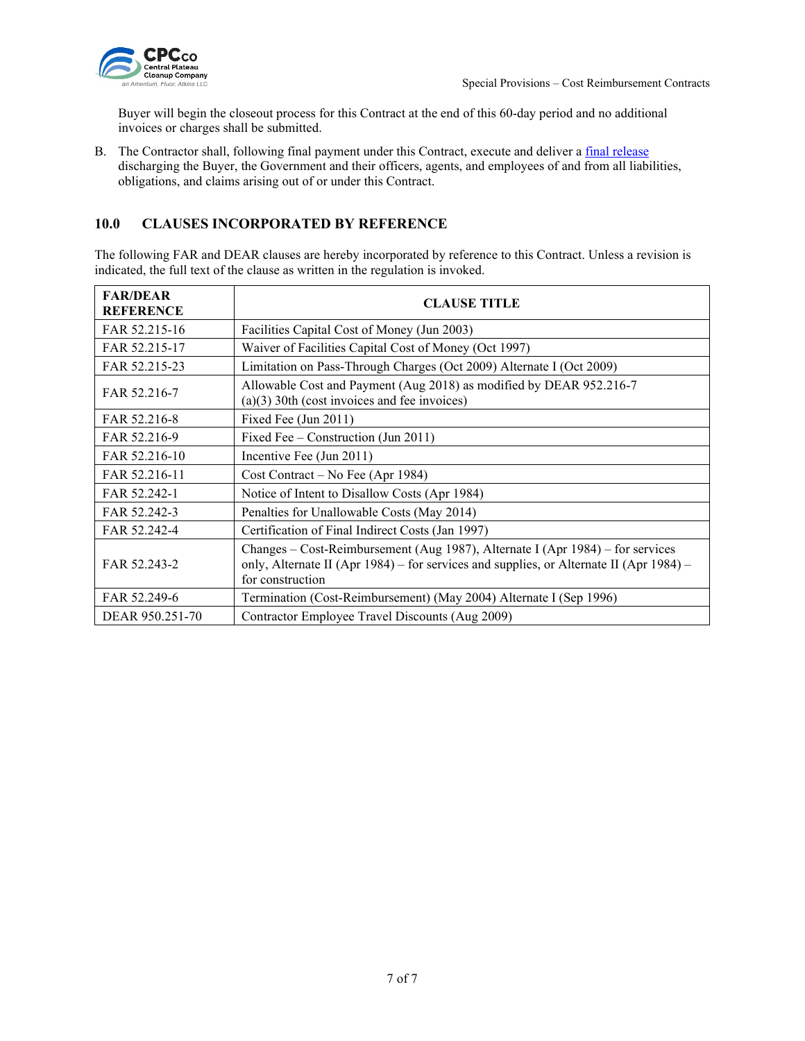Buyer will begin the closeout process for this Contract at the end of this 60-day period and no additional invoices or charges shall be submitted.

B. The Contractor shall, following final payment under this Contract, execute and deliver a final release discharging the Buyer, the Government and their officers, agents, and employees of and from all liabilities, obligations, and claims arising out of or under this Contract.

## 10.0 CLAUSES INCORPORATED BY REFERENCE

The following FAR and DEAR clauses are hereby incorporated by reference to this Contract. Unless a revision is indicated, the full text of the clause as written in the regulation is invoked.

| FAR/DEAR REFERENCE | CLAUSE TITLE |
|---|---|
| FAR 52.215-16 | Facilities Capital Cost of Money (Jun 2003) |
| FAR 52.215-17 | Waiver of Facilities Capital Cost of Money (Oct 1997) |
| FAR 52.215-23 | Limitation on Pass-Through Charges (Oct 2009) Alternate I (Oct 2009) |
| FAR 52.216-7 | Allowable Cost and Payment (Aug 2018) as modified by DEAR 952.216-7 (a)(3) 30th (cost invoices and fee invoices) |
| FAR 52.216-8 | Fixed Fee (Jun 2011) |
| FAR 52.216-9 | Fixed Fee – Construction (Jun 2011) |
| FAR 52.216-10 | Incentive Fee (Jun 2011) |
| FAR 52.216-11 | Cost Contract – No Fee (Apr 1984) |
| FAR 52.242-1 | Notice of Intent to Disallow Costs (Apr 1984) |
| FAR 52.242-3 | Penalties for Unallowable Costs (May 2014) |
| FAR 52.242-4 | Certification of Final Indirect Costs (Jan 1997) |
| FAR 52.243-2 | Changes – Cost-Reimbursement (Aug 1987), Alternate I (Apr 1984) – for services only, Alternate II (Apr 1984) – for services and supplies, or Alternate II (Apr 1984) – for construction |
| FAR 52.249-6 | Termination (Cost-Reimbursement) (May 2004) Alternate I (Sep 1996) |
| DEAR 950.251-70 | Contractor Employee Travel Discounts (Aug 2009) |